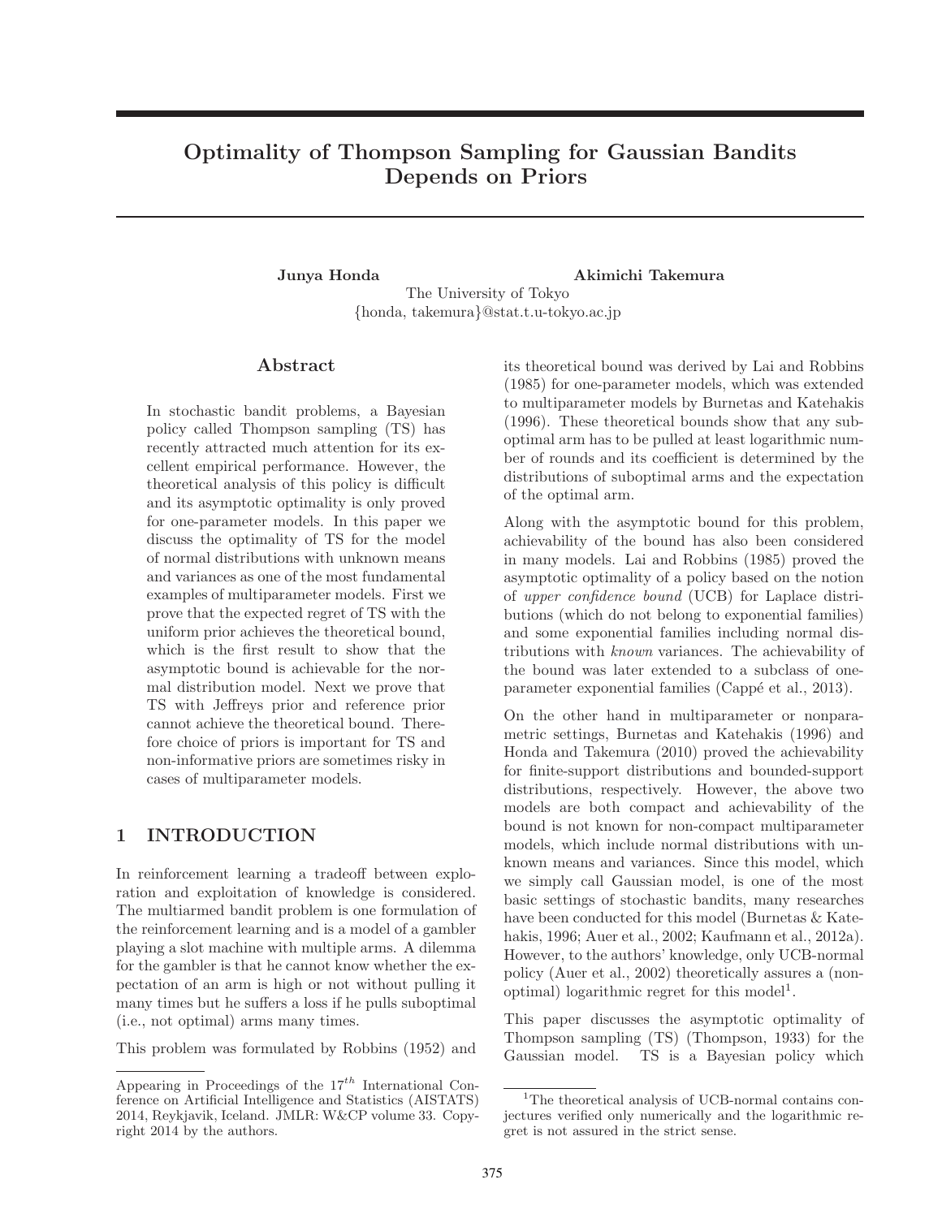# Optimality of Thompson Sampling for Gaussian Bandits Depends on Priors

**Junya Honda** **Akimichi Takemura**
The University of Tokyo
{honda, takemura}@stat.t.u-tokyo.ac.jp

## Abstract

In stochastic bandit problems, a Bayesian policy called Thompson sampling (TS) has recently attracted much attention for its excellent empirical performance. However, the theoretical analysis of this policy is difficult and its asymptotic optimality is only proved for one-parameter models. In this paper we discuss the optimality of TS for the model of normal distributions with unknown means and variances as one of the most fundamental examples of multiparameter models. First we prove that the expected regret of TS with the uniform prior achieves the theoretical bound, which is the first result to show that the asymptotic bound is achievable for the normal distribution model. Next we prove that TS with Jeffreys prior and reference prior cannot achieve the theoretical bound. Therefore choice of priors is important for TS and non-informative priors are sometimes risky in cases of multiparameter models.

## 1 INTRODUCTION

In reinforcement learning a tradeoff between exploration and exploitation of knowledge is considered. The multiarmed bandit problem is one formulation of the reinforcement learning and is a model of a gambler playing a slot machine with multiple arms. A dilemma for the gambler is that he cannot know whether the expectation of an arm is high or not without pulling it many times but he suffers a loss if he pulls suboptimal (i.e., not optimal) arms many times.

This problem was formulated by Robbins (1952) and its theoretical bound was derived by Lai and Robbins (1985) for one-parameter models, which was extended to multiparameter models by Burnetas and Katehakis (1996). These theoretical bounds show that any suboptimal arm has to be pulled at least logarithmic number of rounds and its coefficient is determined by the distributions of suboptimal arms and the expectation of the optimal arm.

Along with the asymptotic bound for this problem, achievability of the bound has also been considered in many models. Lai and Robbins (1985) proved the asymptotic optimality of a policy based on the notion of *upper confidence bound* (UCB) for Laplace distributions (which do not belong to exponential families) and some exponential families including normal distributions with *known* variances. The achievability of the bound was later extended to a subclass of one-parameter exponential families (Cappé et al., 2013).

On the other hand in multiparameter or nonparametric settings, Burnetas and Katehakis (1996) and Honda and Takemura (2010) proved the achievability for finite-support distributions and bounded-support distributions, respectively. However, the above two models are both compact and achievability of the bound is not known for non-compact multiparameter models, which include normal distributions with unknown means and variances. Since this model, which we simply call Gaussian model, is one of the most basic settings of stochastic bandits, many researches have been conducted for this model (Burnetas & Katehakis, 1996; Auer et al., 2002; Kaufmann et al., 2012a). However, to the authors' knowledge, only UCB-normal policy (Auer et al., 2002) theoretically assures a (non-optimal) logarithmic regret for this model[1].

This paper discusses the asymptotic optimality of Thompson sampling (TS) (Thompson, 1933) for the Gaussian model. TS is a Bayesian policy which

---

Appearing in Proceedings of the $17^{th}$ International Conference on Artificial Intelligence and Statistics (AISTATS) 2014, Reykjavik, Iceland. JMLR: W&CP volume 33. Copyright 2014 by the authors.

[1]The theoretical analysis of UCB-normal contains conjectures verified only numerically and the logarithmic regret is not assured in the strict sense.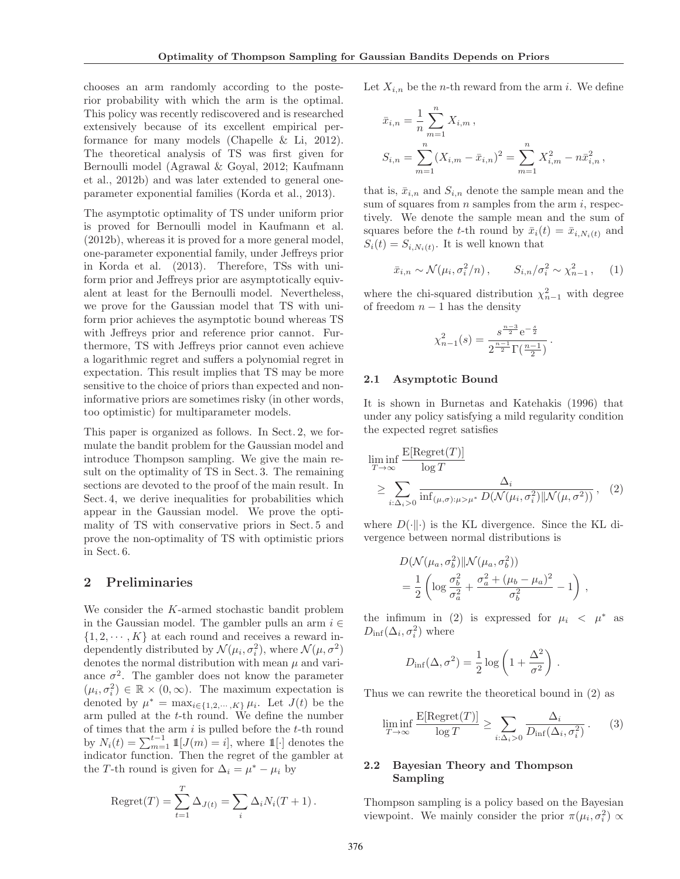chooses an arm randomly according to the posterior probability with which the arm is the optimal. This policy was recently rediscovered and is researched extensively because of its excellent empirical performance for many models (Chapelle & Li, 2012). The theoretical analysis of TS was first given for Bernoulli model (Agrawal & Goyal, 2012; Kaufmann et al., 2012b) and was later extended to general one-parameter exponential families (Korda et al., 2013).

The asymptotic optimality of TS under uniform prior is proved for Bernoulli model in Kaufmann et al. (2012b), whereas it is proved for a more general model, one-parameter exponential family, under Jeffreys prior in Korda et al. (2013). Therefore, TSs with uniform prior and Jeffreys prior are asymptotically equivalent at least for the Bernoulli model. Nevertheless, we prove for the Gaussian model that TS with uniform prior achieves the asymptotic bound whereas TS with Jeffreys prior and reference prior cannot. Furthermore, TS with Jeffreys prior cannot even achieve a logarithmic regret and suffers a polynomial regret in expectation. This result implies that TS may be more sensitive to the choice of priors than expected and non-informative priors are sometimes risky (in other words, too optimistic) for multiparameter models.

This paper is organized as follows. In Sect. 2, we formulate the bandit problem for the Gaussian model and introduce Thompson sampling. We give the main result on the optimality of TS in Sect. 3. The remaining sections are devoted to the proof of the main result. In Sect. 4, we derive inequalities for probabilities which appear in the Gaussian model. We prove the optimality of TS with conservative priors in Sect. 5 and prove the non-optimality of TS with optimistic priors in Sect. 6.

## 2 Preliminaries

We consider the $K$-armed stochastic bandit problem in the Gaussian model. The gambler pulls an arm $i \in \{1, 2, \cdots, K\}$ at each round and receives a reward independently distributed by $\mathcal{N}(\mu_i, \sigma_i^2)$, where $\mathcal{N}(\mu, \sigma^2)$ denotes the normal distribution with mean $\mu$ and variance $\sigma^2$. The gambler does not know the parameter $(\mu_i, \sigma_i^2) \in \mathbb{R} \times (0, \infty)$. The maximum expectation is denoted by $\mu^* = \max_{i \in \{1,2,\cdots,K\}} \mu_i$. Let $J(t)$ be the arm pulled at the $t$-th round. We define the number of times that the arm $i$ is pulled before the $t$-th round by $N_i(t) = \sum_{m=1}^{t-1} \mathbb{1}[J(m) = i]$, where $\mathbb{1}[\cdot]$ denotes the indicator function. Then the regret of the gambler at the $T$-th round is given for $\Delta_i = \mu^* - \mu_i$ by

$$\mathrm{Regret}(T) = \sum_{t=1}^{T} \Delta_{J(t)} = \sum_i \Delta_i N_i(T+1) .$$

Let $X_{i,n}$ be the $n$-th reward from the arm $i$. We define

$$\bar{x}_{i,n} = \frac{1}{n} \sum_{m=1}^{n} X_{i,m} ,$$

$$S_{i,n} = \sum_{m=1}^{n} (X_{i,m} - \bar{x}_{i,n})^2 = \sum_{m=1}^{n} X_{i,m}^2 - n\bar{x}_{i,n}^2 ,$$

that is, $\bar{x}_{i,n}$ and $S_{i,n}$ denote the sample mean and the sum of squares from $n$ samples from the arm $i$, respectively. We denote the sample mean and the sum of squares before the $t$-th round by $\bar{x}_i(t) = \bar{x}_{i,N_i(t)}$ and $S_i(t) = S_{i,N_i(t)}$. It is well known that

$$\bar{x}_{i,n} \sim \mathcal{N}(\mu_i, \sigma_i^2/n) , \qquad S_{i,n}/\sigma_i^2 \sim \chi^2_{n-1} , \quad (1)$$

where the chi-squared distribution $\chi^2_{n-1}$ with degree of freedom $n-1$ has the density

$$\chi^2_{n-1}(s) = \frac{s^{\frac{n-3}{2}} \mathrm{e}^{-\frac{s}{2}}}{2^{\frac{n-1}{2}} \Gamma(\frac{n-1}{2})} .$$

### 2.1 Asymptotic Bound

It is shown in Burnetas and Katehakis (1996) that under any policy satisfying a mild regularity condition the expected regret satisfies

$$\liminf_{T \to \infty} \frac{\mathrm{E}[\mathrm{Regret}(T)]}{\log T} \geq \sum_{i:\Delta_i > 0} \frac{\Delta_i}{\inf_{(\mu,\sigma):\mu > \mu^*} D(\mathcal{N}(\mu_i, \sigma_i^2) \| \mathcal{N}(\mu, \sigma^2))} , \quad (2)$$

where $D(\cdot\|\cdot)$ is the KL divergence. Since the KL divergence between normal distributions is

$$D(\mathcal{N}(\mu_a, \sigma_b^2) \| \mathcal{N}(\mu_a, \sigma_b^2)) = \frac{1}{2}\left( \log \frac{\sigma_b^2}{\sigma_a^2} + \frac{\sigma_a^2 + (\mu_b - \mu_a)^2}{\sigma_b^2} - 1 \right) ,$$

the infimum in (2) is expressed for $\mu_i < \mu^*$ as $D_{\inf}(\Delta_i, \sigma_i^2)$ where

$$D_{\inf}(\Delta, \sigma^2) = \frac{1}{2} \log \left( 1 + \frac{\Delta^2}{\sigma^2} \right) .$$

Thus we can rewrite the theoretical bound in (2) as

$$\liminf_{T \to \infty} \frac{\mathrm{E}[\mathrm{Regret}(T)]}{\log T} \geq \sum_{i:\Delta_i > 0} \frac{\Delta_i}{D_{\inf}(\Delta_i, \sigma_i^2)} . \quad (3)$$

### 2.2 Bayesian Theory and Thompson Sampling

Thompson sampling is a policy based on the Bayesian viewpoint. We mainly consider the prior $\pi(\mu_i, \sigma_i^2) \propto$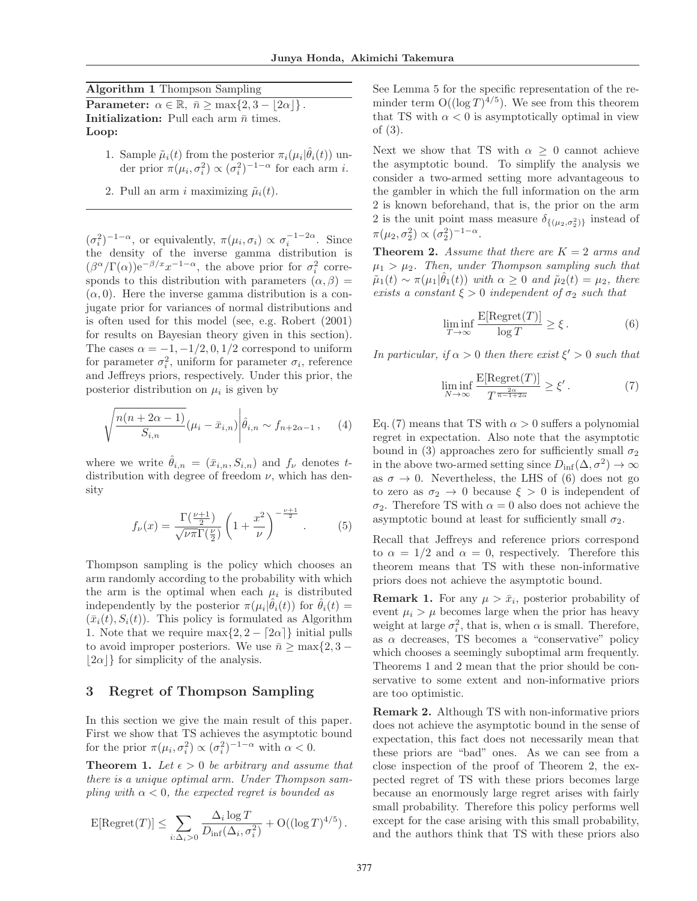**Algorithm 1** Thompson Sampling

**Parameter:** $\alpha \in \mathbb{R}$, $\bar{n} \geq \max\{2, 3 - \lfloor 2\alpha \rfloor\}$.
**Initialization:** Pull each arm $\bar{n}$ times.
**Loop:**

1. Sample $\tilde{\mu}_i(t)$ from the posterior $\pi_i(\mu_i|\hat{\theta}_i(t))$ under prior $\pi(\mu_i, \sigma_i^2) \propto (\sigma_i^2)^{-1-\alpha}$ for each arm $i$.
2. Pull an arm $i$ maximizing $\tilde{\mu}_i(t)$.

$(\sigma_i^2)^{-1-\alpha}$, or equivalently, $\pi(\mu_i, \sigma_i) \propto \sigma_i^{-1-2\alpha}$. Since the density of the inverse gamma distribution is $(\beta^\alpha/\Gamma(\alpha))\mathrm{e}^{-\beta/x}x^{-1-\alpha}$, the above prior for $\sigma_i^2$ corresponds to this distribution with parameters $(\alpha, \beta) = (\alpha, 0)$. Here the inverse gamma distribution is a conjugate prior for variances of normal distributions and is often used for this model (see, e.g. Robert (2001) for results on Bayesian theory given in this section). The cases $\alpha = -1, -1/2, 0, 1/2$ correspond to uniform for parameter $\sigma_i^2$, uniform for parameter $\sigma_i$, reference and Jeffreys priors, respectively. Under this prior, the posterior distribution on $\mu_i$ is given by

$$\sqrt{\frac{n(n+2\alpha-1)}{S_{i,n}}}(\mu_i - \bar{x}_{i,n})\Bigg|\hat{\theta}_{i,n} \sim f_{n+2\alpha-1}\,, \qquad (4)$$

where we write $\hat{\theta}_{i,n} = (\bar{x}_{i,n}, S_{i,n})$ and $f_\nu$ denotes $t$-distribution with degree of freedom $\nu$, which has density

$$f_\nu(x) = \frac{\Gamma(\frac{\nu+1}{2})}{\sqrt{\nu\pi}\Gamma(\frac{\nu}{2})}\left(1 + \frac{x^2}{\nu}\right)^{-\frac{\nu+1}{2}}\,. \qquad (5)$$

Thompson sampling is the policy which chooses an arm randomly according to the probability with which the arm is the optimal when each $\mu_i$ is distributed independently by the posterior $\pi(\mu_i|\hat{\theta}_i(t))$ for $\hat{\theta}_i(t) = (\bar{x}_i(t), S_i(t))$. This policy is formulated as Algorithm 1. Note that we require $\max\{2, 2 - \lceil 2\alpha \rceil\}$ initial pulls to avoid improper posteriors. We use $\bar{n} \geq \max\{2, 3 - \lfloor 2\alpha \rfloor\}$ for simplicity of the analysis.

## 3 Regret of Thompson Sampling

In this section we give the main result of this paper. First we show that TS achieves the asymptotic bound for the prior $\pi(\mu_i, \sigma_i^2) \propto (\sigma_i^2)^{-1-\alpha}$ with $\alpha < 0$.

**Theorem 1.** *Let $\epsilon > 0$ be arbitrary and assume that there is a unique optimal arm. Under Thompson sampling with $\alpha < 0$, the expected regret is bounded as*

$$\mathrm{E}[\mathrm{Regret}(T)] \leq \sum_{i:\Delta_i > 0} \frac{\Delta_i \log T}{D_{\inf}(\Delta_i, \sigma_i^2)} + \mathrm{O}((\log T)^{4/5})\,.$$

See Lemma 5 for the specific representation of the reminder term $\mathrm{O}((\log T)^{4/5})$. We see from this theorem that TS with $\alpha < 0$ is asymptotically optimal in view of (3).

Next we show that TS with $\alpha \geq 0$ cannot achieve the asymptotic bound. To simplify the analysis we consider a two-armed setting more advantageous to the gambler in which the full information on the arm 2 is known beforehand, that is, the prior on the arm 2 is the unit point mass measure $\delta_{\{(\mu_2, \sigma_2^2)\}}$ instead of $\pi(\mu_2, \sigma_2^2) \propto (\sigma_2^2)^{-1-\alpha}$.

**Theorem 2.** *Assume that there are $K = 2$ arms and $\mu_1 > \mu_2$. Then, under Thompson sampling such that $\tilde{\mu}_1(t) \sim \pi(\mu_1|\hat{\theta}_1(t))$ with $\alpha \geq 0$ and $\tilde{\mu}_2(t) = \mu_2$, there exists a constant $\xi > 0$ independent of $\sigma_2$ such that*

$$\liminf_{T \to \infty} \frac{\mathrm{E}[\mathrm{Regret}(T)]}{\log T} \geq \xi\,. \qquad (6)$$

*In particular, if $\alpha > 0$ then there exist $\xi' > 0$ such that*

$$\liminf_{N \to \infty} \frac{\mathrm{E}[\mathrm{Regret}(T)]}{T^{\frac{2\alpha}{\bar{n}-1+2\alpha}}} \geq \xi'\,. \qquad (7)$$

Eq. (7) means that TS with $\alpha > 0$ suffers a polynomial regret in expectation. Also note that the asymptotic bound in (3) approaches zero for sufficiently small $\sigma_2$ in the above two-armed setting since $D_{\inf}(\Delta, \sigma^2) \to \infty$ as $\sigma \to 0$. Nevertheless, the LHS of (6) does not go to zero as $\sigma_2 \to 0$ because $\xi > 0$ is independent of $\sigma_2$. Therefore TS with $\alpha = 0$ also does not achieve the asymptotic bound at least for sufficiently small $\sigma_2$.

Recall that Jeffreys and reference priors correspond to $\alpha = 1/2$ and $\alpha = 0$, respectively. Therefore this theorem means that TS with these non-informative priors does not achieve the asymptotic bound.

**Remark 1.** For any $\mu > \bar{x}_i$, posterior probability of event $\mu_i > \mu$ becomes large when the prior has heavy weight at large $\sigma_i^2$, that is, when $\alpha$ is small. Therefore, as $\alpha$ decreases, TS becomes a "conservative" policy which chooses a seemingly suboptimal arm frequently. Theorems 1 and 2 mean that the prior should be conservative to some extent and non-informative priors are too optimistic.

**Remark 2.** Although TS with non-informative priors does not achieve the asymptotic bound in the sense of expectation, this fact does not necessarily mean that these priors are "bad" ones. As we can see from a close inspection of the proof of Theorem 2, the expected regret of TS with these priors becomes large because an enormously large regret arises with fairly small probability. Therefore this policy performs well except for the case arising with this small probability, and the authors think that TS with these priors also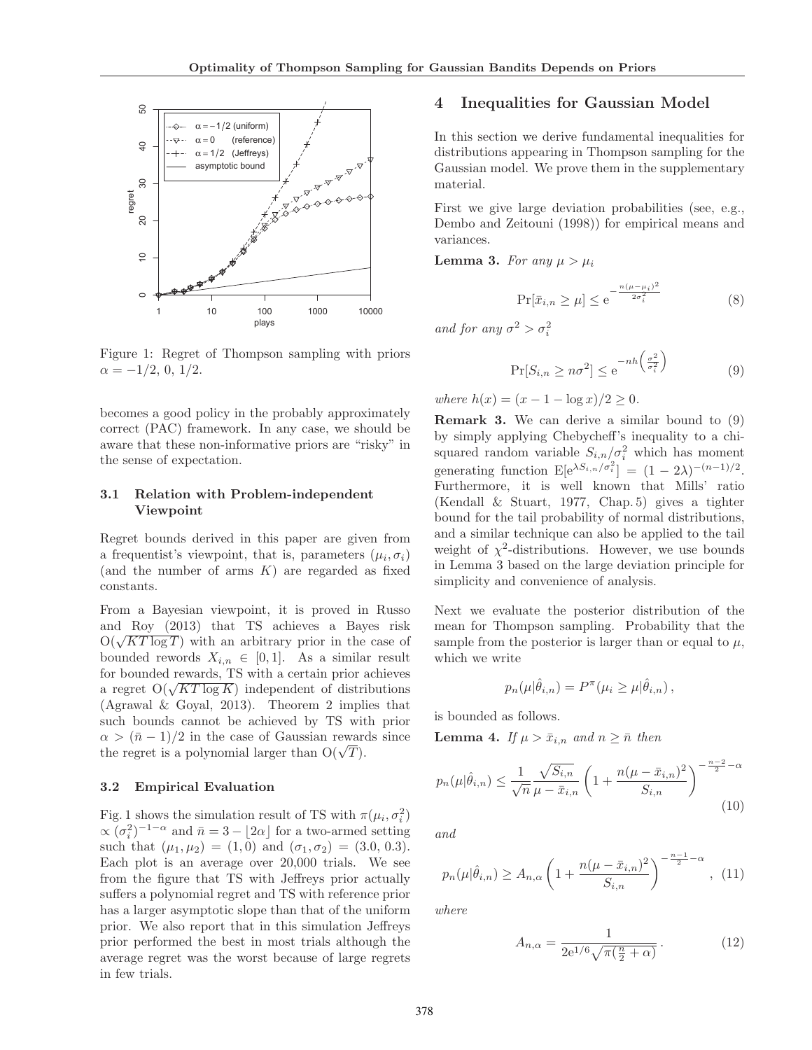Figure 1: Regret of Thompson sampling with priors $\alpha = -1/2, 0, 1/2$.

becomes a good policy in the probably approximately correct (PAC) framework. In any case, we should be aware that these non-informative priors are "risky" in the sense of expectation.

### 3.1 Relation with Problem-independent Viewpoint

Regret bounds derived in this paper are given from a frequentist's viewpoint, that is, parameters $(\mu_i, \sigma_i)$ (and the number of arms $K$) are regarded as fixed constants.

From a Bayesian viewpoint, it is proved in Russo and Roy (2013) that TS achieves a Bayes risk $\mathrm{O}(\sqrt{KT\log T})$ with an arbitrary prior in the case of bounded rewards $X_{i,n} \in [0,1]$. As a similar result for bounded rewards, TS with a certain prior achieves a regret $\mathrm{O}(\sqrt{KT\log K})$ independent of distributions (Agrawal & Goyal, 2013). Theorem 2 implies that such bounds cannot be achieved by TS with prior $\alpha > (\bar{n}-1)/2$ in the case of Gaussian rewards since the regret is a polynomial larger than $\mathrm{O}(\sqrt{T})$.

### 3.2 Empirical Evaluation

Fig. 1 shows the simulation result of TS with $\pi(\mu_i, \sigma_i^2) \propto (\sigma_i^2)^{-1-\alpha}$ and $\bar{n} = 3 - \lfloor 2\alpha \rfloor$ for a two-armed setting such that $(\mu_1, \mu_2) = (1, 0)$ and $(\sigma_1, \sigma_2) = (3.0, 0.3)$. Each plot is an average over 20,000 trials. We see from the figure that TS with Jeffreys prior actually suffers a polynomial regret and TS with reference prior has a larger asymptotic slope than that of the uniform prior. We also report that in this simulation Jeffreys prior performed the best in most trials although the average regret was the worst because of large regrets in few trials.

## 4 Inequalities for Gaussian Model

In this section we derive fundamental inequalities for distributions appearing in Thompson sampling for the Gaussian model. We prove them in the supplementary material.

First we give large deviation probabilities (see, e.g., Dembo and Zeitouni (1998)) for empirical means and variances.

**Lemma 3.** *For any $\mu > \mu_i$*

$$\Pr[\bar{x}_{i,n} \geq \mu] \leq \mathrm{e}^{-\frac{n(\mu-\mu_i)^2}{2\sigma_i^2}} \tag{8}$$

*and for any $\sigma^2 > \sigma_i^2$*

$$\Pr[S_{i,n} \geq n\sigma^2] \leq \mathrm{e}^{-nh\left(\frac{\sigma^2}{\sigma_i^2}\right)} \tag{9}$$

*where $h(x) = (x - 1 - \log x)/2 \geq 0$.*

**Remark 3.** We can derive a similar bound to (9) by simply applying Chebycheff's inequality to a chi-squared random variable $S_{i,n}/\sigma_i^2$ which has moment generating function $\mathrm{E}[\mathrm{e}^{\lambda S_{i,n}/\sigma_i^2}] = (1-2\lambda)^{-(n-1)/2}$. Furthermore, it is well known that Mills' ratio (Kendall & Stuart, 1977, Chap. 5) gives a tighter bound for the tail probability of normal distributions, and a similar technique can also be applied to the tail weight of $\chi^2$-distributions. However, we use bounds in Lemma 3 based on the large deviation principle for simplicity and convenience of analysis.

Next we evaluate the posterior distribution of the mean for Thompson sampling. Probability that the sample from the posterior is larger than or equal to $\mu$, which we write

$$p_n(\mu|\hat{\theta}_{i,n}) = P^{\pi}(\mu_i \geq \mu|\hat{\theta}_{i,n}),$$

is bounded as follows.

**Lemma 4.** *If $\mu > \bar{x}_{i,n}$ and $n \geq \bar{n}$ then*

$$p_n(\mu|\hat{\theta}_{i,n}) \leq \frac{1}{\sqrt{n}} \frac{\sqrt{S_{i,n}}}{\mu - \bar{x}_{i,n}} \left(1 + \frac{n(\mu - \bar{x}_{i,n})^2}{S_{i,n}}\right)^{-\frac{n-2}{2}-\alpha} \tag{10}$$

*and*

$$p_n(\mu|\hat{\theta}_{i,n}) \geq A_{n,\alpha} \left(1 + \frac{n(\mu - \bar{x}_{i,n})^2}{S_{i,n}}\right)^{-\frac{n-1}{2}-\alpha}, \tag{11}$$

*where*

$$A_{n,\alpha} = \frac{1}{2\mathrm{e}^{1/6}\sqrt{\pi(\frac{n}{2}+\alpha)}}. \tag{12}$$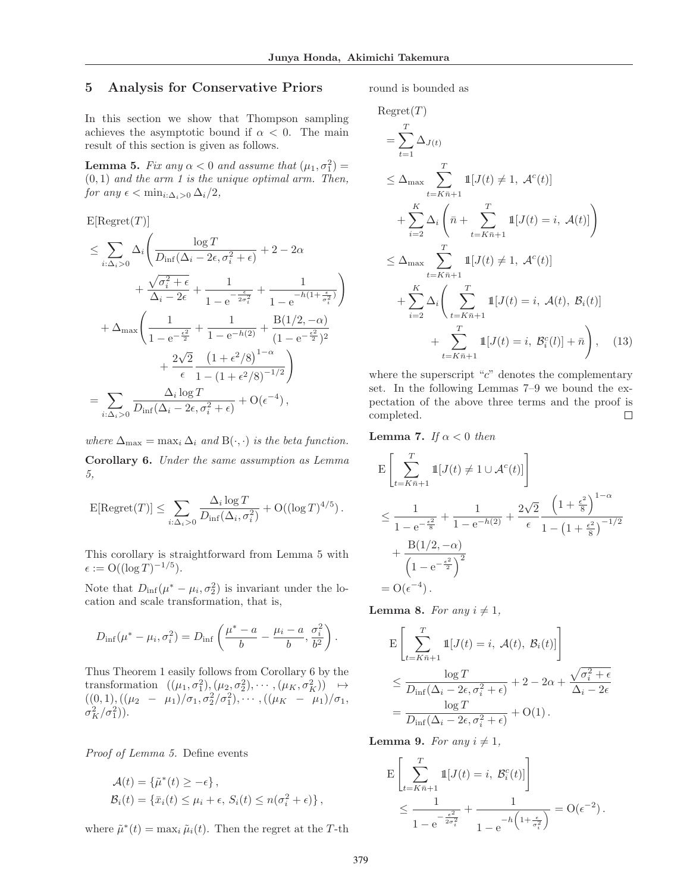## 5 Analysis for Conservative Priors

In this section we show that Thompson sampling achieves the asymptotic bound if $\alpha < 0$. The main result of this section is given as follows.

**Lemma 5.** *Fix any $\alpha < 0$ and assume that $(\mu_1, \sigma_1^2) = (0, 1)$ and the arm 1 is the unique optimal arm. Then, for any $\epsilon < \min_{i:\Delta_i>0} \Delta_i/2$,*

$$
\begin{aligned}
&\mathrm{E}[\mathrm{Regret}(T)] \\
&\le \sum_{i:\Delta_i>0} \Delta_i \Bigg( \frac{\log T}{D_{\mathrm{inf}}(\Delta_i - 2\epsilon, \sigma_i^2 + \epsilon)} + 2 - 2\alpha \\
&\qquad + \frac{\sqrt{\sigma_i^2 + \epsilon}}{\Delta_i - 2\epsilon} + \frac{1}{1 - \mathrm{e}^{-\frac{\epsilon}{2\sigma_i^2}}} + \frac{1}{1 - \mathrm{e}^{-h(1 + \frac{\epsilon}{\sigma_i^2})}} \Bigg) \\
&\quad + \Delta_{\max} \Bigg( \frac{1}{1 - \mathrm{e}^{-\frac{\epsilon^2}{2}}} + \frac{1}{1 - \mathrm{e}^{-h(2)}} + \frac{\mathrm{B}(1/2, -\alpha)}{(1 - \mathrm{e}^{-\frac{\epsilon^2}{2}})^2} \\
&\qquad + \frac{2\sqrt{2}}{\epsilon} \frac{\left(1 + \epsilon^2/8\right)^{1-\alpha}}{1 - (1 + \epsilon^2/8)^{-1/2}} \Bigg) \\
&= \sum_{i:\Delta_i>0} \frac{\Delta_i \log T}{D_{\mathrm{inf}}(\Delta_i - 2\epsilon, \sigma_i^2 + \epsilon)} + \mathrm{O}(\epsilon^{-4}),
\end{aligned}
$$

*where $\Delta_{\max} = \max_i \Delta_i$ and $\mathrm{B}(\cdot, \cdot)$ is the beta function.*

**Corollary 6.** *Under the same assumption as Lemma 5,*

$$
\mathrm{E}[\mathrm{Regret}(T)] \le \sum_{i:\Delta_i>0} \frac{\Delta_i \log T}{D_{\mathrm{inf}}(\Delta_i, \sigma_i^2)} + \mathrm{O}((\log T)^{4/5}).
$$

This corollary is straightforward from Lemma 5 with $\epsilon := \mathrm{O}((\log T)^{-1/5})$.

Note that $D_{\mathrm{inf}}(\mu^* - \mu_i, \sigma_2^2)$ is invariant under the location and scale transformation, that is,

$$
D_{\mathrm{inf}}(\mu^* - \mu_i, \sigma_i^2) = D_{\mathrm{inf}}\left( \frac{\mu^* - a}{b} - \frac{\mu_i - a}{b}, \frac{\sigma_i^2}{b^2} \right).
$$

Thus Theorem 1 easily follows from Corollary 6 by the transformation $((\mu_1, \sigma_1^2), (\mu_2, \sigma_2^2), \cdots, (\mu_K, \sigma_K^2)) \mapsto ((0,1), ((\mu_2 - \mu_1)/\sigma_1, \sigma_2^2/\sigma_1^2), \cdots, ((\mu_K - \mu_1)/\sigma_1, \sigma_K^2/\sigma_1^2))$.

*Proof of Lemma 5.* Define events

$$
\begin{aligned}
\mathcal{A}(t) &= \{\tilde{\mu}^*(t) \ge -\epsilon\}, \\
\mathcal{B}_i(t) &= \{\bar{x}_i(t) \le \mu_i + \epsilon, \, S_i(t) \le n(\sigma_i^2 + \epsilon)\},
\end{aligned}
$$

where $\tilde{\mu}^*(t) = \max_i \tilde{\mu}_i(t)$. Then the regret at the $T$-th round is bounded as

$$
\begin{aligned}
&\mathrm{Regret}(T) \\
&= \sum_{t=1}^{T} \Delta_{J(t)} \\
&\le \Delta_{\max} \sum_{t=K\bar{n}+1}^{T} \mathbb{1}[J(t) \ne 1, \, \mathcal{A}^c(t)] \\
&\quad + \sum_{i=2}^{K} \Delta_i \left( \bar{n} + \sum_{t=K\bar{n}+1}^{T} \mathbb{1}[J(t) = i, \, \mathcal{A}(t)] \right) \\
&\le \Delta_{\max} \sum_{t=K\bar{n}+1}^{T} \mathbb{1}[J(t) \ne 1, \, \mathcal{A}^c(t)] \\
&\quad + \sum_{i=2}^{K} \Delta_i \Bigg( \sum_{t=K\bar{n}+1}^{T} \mathbb{1}[J(t) = i, \, \mathcal{A}(t), \, \mathcal{B}_i(t)] \\
&\qquad + \sum_{t=K\bar{n}+1}^{T} \mathbb{1}[J(t) = i, \, \mathcal{B}_i^c(l)] + \bar{n} \Bigg), \qquad (13)
\end{aligned}
$$

where the superscript "$c$" denotes the complementary set. In the following Lemmas 7–9 we bound the expectation of the above three terms and the proof is completed. □

**Lemma 7.** *If $\alpha < 0$ then*

$$
\begin{aligned}
&\mathrm{E}\left[ \sum_{t=K\bar{n}+1}^{T} \mathbb{1}[J(t) \ne 1 \cup \mathcal{A}^c(t)] \right] \\
&\le \frac{1}{1 - \mathrm{e}^{-\frac{\epsilon^2}{8}}} + \frac{1}{1 - \mathrm{e}^{-h(2)}} + \frac{2\sqrt{2}}{\epsilon} \frac{\left(1 + \frac{\epsilon^2}{8}\right)^{1-\alpha}}{1 - \left(1 + \frac{\epsilon^2}{8}\right)^{-1/2}} \\
&\quad + \frac{\mathrm{B}(1/2, -\alpha)}{\left(1 - \mathrm{e}^{-\frac{\epsilon^2}{2}}\right)^2} \\
&= \mathrm{O}(\epsilon^{-4}).
\end{aligned}
$$

**Lemma 8.** *For any $i \ne 1$,*

$$
\begin{aligned}
&\mathrm{E}\left[ \sum_{t=K\bar{n}+1}^{T} \mathbb{1}[J(t) = i, \, \mathcal{A}(t), \, \mathcal{B}_i(t)] \right] \\
&\le \frac{\log T}{D_{\mathrm{inf}}(\Delta_i - 2\epsilon, \sigma_i^2 + \epsilon)} + 2 - 2\alpha + \frac{\sqrt{\sigma_i^2 + \epsilon}}{\Delta_i - 2\epsilon} \\
&= \frac{\log T}{D_{\mathrm{inf}}(\Delta_i - 2\epsilon, \sigma_i^2 + \epsilon)} + \mathrm{O}(1).
\end{aligned}
$$

**Lemma 9.** *For any $i \ne 1$,*

$$
\begin{aligned}
&\mathrm{E}\left[ \sum_{t=K\bar{n}+1}^{T} \mathbb{1}[J(t) = i, \, \mathcal{B}_i^c(t)] \right] \\
&\le \frac{1}{1 - \mathrm{e}^{-\frac{\epsilon^2}{2\sigma_i^2}}} + \frac{1}{1 - \mathrm{e}^{-h\left(1 + \frac{\epsilon}{\sigma_i^2}\right)}} = \mathrm{O}(\epsilon^{-2}).
\end{aligned}
$$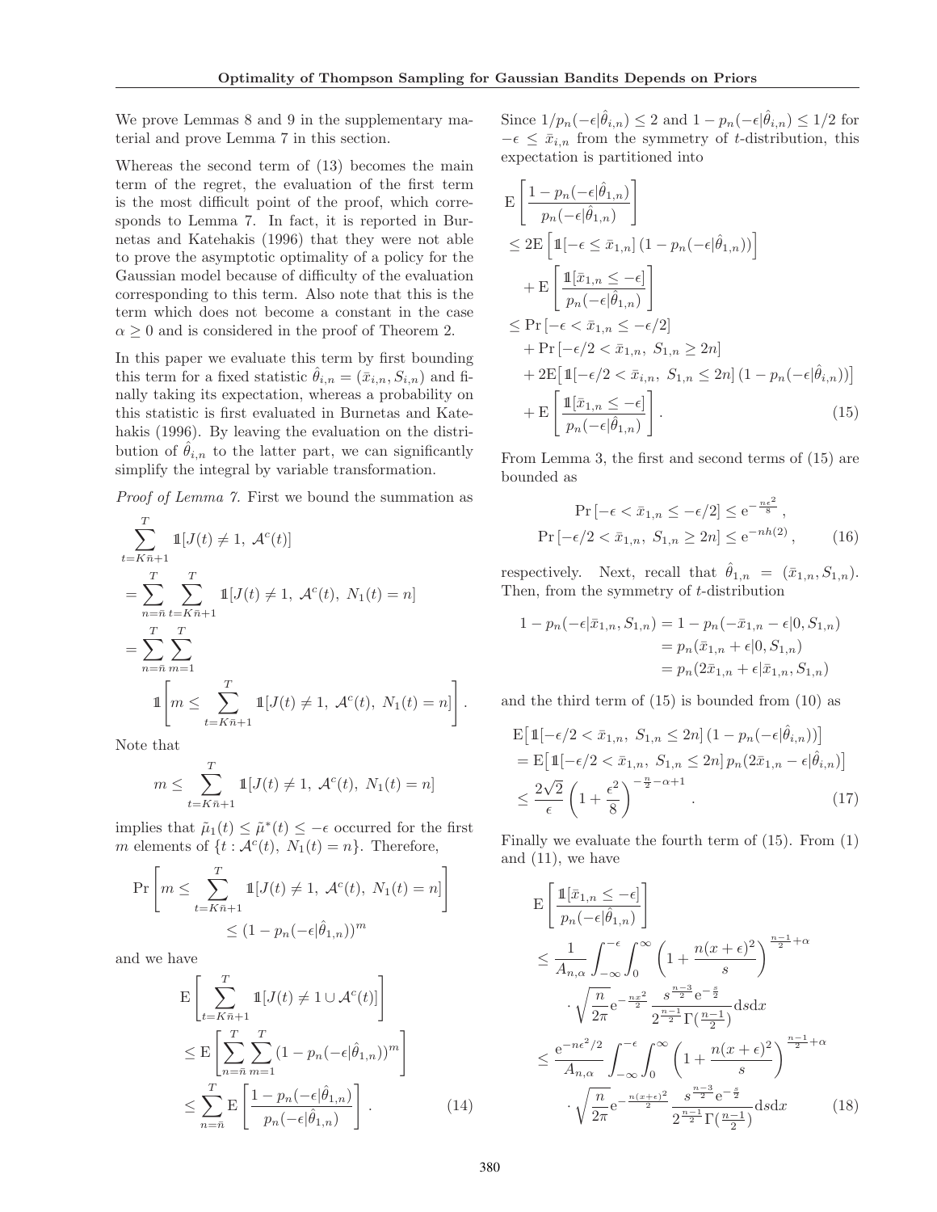We prove Lemmas 8 and 9 in the supplementary material and prove Lemma 7 in this section.

Whereas the second term of (13) becomes the main term of the regret, the evaluation of the first term is the most difficult point of the proof, which corresponds to Lemma 7. In fact, it is reported in Burnetas and Katehakis (1996) that they were not able to prove the asymptotic optimality of a policy for the Gaussian model because of difficulty of the evaluation corresponding to this term. Also note that this is the term which does not become a constant in the case $\alpha \geq 0$ and is considered in the proof of Theorem 2.

In this paper we evaluate this term by first bounding this term for a fixed statistic $\hat{\theta}_{i,n} = (\bar{x}_{i,n}, S_{i,n})$ and finally taking its expectation, whereas a probability on this statistic is first evaluated in Burnetas and Katehakis (1996). By leaving the evaluation on the distribution of $\hat{\theta}_{i,n}$ to the latter part, we can significantly simplify the integral by variable transformation.

*Proof of Lemma 7.* First we bound the summation as

$$
\begin{aligned}
&\sum_{t=K\bar{n}+1}^{T} \mathbb{1}[J(t) \neq 1,\ \mathcal{A}^c(t)] \\
&= \sum_{n=\bar{n}}^{T} \sum_{t=K\bar{n}+1}^{T} \mathbb{1}[J(t) \neq 1,\ \mathcal{A}^c(t),\ N_1(t) = n] \\
&= \sum_{n=\bar{n}}^{T} \sum_{m=1}^{T} \\
&\qquad \mathbb{1}\left[m \leq \sum_{t=K\bar{n}+1}^{T} \mathbb{1}[J(t) \neq 1,\ \mathcal{A}^c(t),\ N_1(t) = n]\right].
\end{aligned}
$$

Note that

$$
m \leq \sum_{t=K\bar{n}+1}^{T} \mathbb{1}[J(t) \neq 1,\ \mathcal{A}^c(t),\ N_1(t) = n]
$$

implies that $\tilde{\mu}_1(t) \leq \tilde{\mu}^*(t) \leq -\epsilon$ occurred for the first $m$ elements of $\{t : \mathcal{A}^c(t),\ N_1(t) = n\}$. Therefore,

$$
\begin{aligned}
\Pr&\left[m \leq \sum_{t=K\bar{n}+1}^{T} \mathbb{1}[J(t) \neq 1,\ \mathcal{A}^c(t),\ N_1(t) = n]\right] \\
&\qquad \leq (1 - p_n(-\epsilon|\hat{\theta}_{1,n}))^m
\end{aligned}
$$

and we have

$$
\begin{aligned}
&\mathrm{E}\left[\sum_{t=K\bar{n}+1}^{T} \mathbb{1}[J(t) \neq 1 \cup \mathcal{A}^c(t)]\right] \\
&\leq \mathrm{E}\left[\sum_{n=\bar{n}}^{T} \sum_{m=1}^{T} (1 - p_n(-\epsilon|\hat{\theta}_{1,n}))^m\right] \\
&\leq \sum_{n=\bar{n}}^{T} \mathrm{E}\left[\frac{1 - p_n(-\epsilon|\hat{\theta}_{1,n})}{p_n(-\epsilon|\hat{\theta}_{1,n})}\right]. \qquad (14)
\end{aligned}
$$

Since $1/p_n(-\epsilon|\hat{\theta}_{i,n}) \leq 2$ and $1 - p_n(-\epsilon|\hat{\theta}_{i,n}) \leq 1/2$ for $-\epsilon \leq \bar{x}_{i,n}$ from the symmetry of $t$-distribution, this expectation is partitioned into

$$
\begin{aligned}
&\mathrm{E}\left[\frac{1 - p_n(-\epsilon|\hat{\theta}_{1,n})}{p_n(-\epsilon|\hat{\theta}_{1,n})}\right] \\
&\leq 2\mathrm{E}\left[\mathbb{1}[-\epsilon \leq \bar{x}_{1,n}]\,(1 - p_n(-\epsilon|\hat{\theta}_{1,n}))\right] \\
&\quad + \mathrm{E}\left[\frac{\mathbb{1}[\bar{x}_{1,n} \leq -\epsilon]}{p_n(-\epsilon|\hat{\theta}_{1,n})}\right] \\
&\leq \Pr[-\epsilon < \bar{x}_{1,n} \leq -\epsilon/2] \\
&\quad + \Pr[-\epsilon/2 < \bar{x}_{1,n},\ S_{1,n} \geq 2n] \\
&\quad + 2\mathrm{E}\big[\mathbb{1}[-\epsilon/2 < \bar{x}_{i,n},\ S_{1,n} \leq 2n]\,(1 - p_n(-\epsilon|\hat{\theta}_{i,n}))\big] \\
&\quad + \mathrm{E}\left[\frac{\mathbb{1}[\bar{x}_{1,n} \leq -\epsilon]}{p_n(-\epsilon|\hat{\theta}_{1,n})}\right]. \qquad (15)
\end{aligned}
$$

From Lemma 3, the first and second terms of (15) are bounded as

$$
\begin{aligned}
\Pr[-\epsilon < \bar{x}_{1,n} \leq -\epsilon/2] &\leq \mathrm{e}^{-\frac{n\epsilon^2}{8}}, \\
\Pr[-\epsilon/2 < \bar{x}_{1,n},\ S_{1,n} \geq 2n] &\leq \mathrm{e}^{-nh(2)}, \qquad (16)
\end{aligned}
$$

respectively. Next, recall that $\hat{\theta}_{1,n} = (\bar{x}_{1,n}, S_{1,n})$. Then, from the symmetry of $t$-distribution

$$
\begin{aligned}
1 - p_n(-\epsilon|\bar{x}_{1,n}, S_{1,n}) &= 1 - p_n(-\bar{x}_{1,n} - \epsilon|0, S_{1,n}) \\
&= p_n(\bar{x}_{1,n} + \epsilon|0, S_{1,n}) \\
&= p_n(2\bar{x}_{1,n} + \epsilon|\bar{x}_{1,n}, S_{1,n})
\end{aligned}
$$

and the third term of (15) is bounded from (10) as

$$
\begin{aligned}
&\mathrm{E}\big[\mathbb{1}[-\epsilon/2 < \bar{x}_{1,n},\ S_{1,n} \leq 2n]\,(1 - p_n(-\epsilon|\hat{\theta}_{i,n}))\big] \\
&= \mathrm{E}\big[\mathbb{1}[-\epsilon/2 < \bar{x}_{1,n},\ S_{1,n} \leq 2n]\,p_n(2\bar{x}_{1,n} - \epsilon|\hat{\theta}_{i,n})\big] \\
&\leq \frac{2\sqrt{2}}{\epsilon}\left(1 + \frac{\epsilon^2}{8}\right)^{-\frac{n}{2} - \alpha + 1}. \qquad (17)
\end{aligned}
$$

Finally we evaluate the fourth term of (15). From (1) and (11), we have

$$
\begin{aligned}
&\mathrm{E}\left[\frac{\mathbb{1}[\bar{x}_{1,n} \leq -\epsilon]}{p_n(-\epsilon|\hat{\theta}_{1,n})}\right] \\
&\leq \frac{1}{A_{n,\alpha}} \int_{-\infty}^{-\epsilon} \int_{0}^{\infty} \left(1 + \frac{n(x+\epsilon)^2}{s}\right)^{\frac{n-1}{2} + \alpha} \\
&\qquad \cdot \sqrt{\frac{n}{2\pi}} \mathrm{e}^{-\frac{nx^2}{2}} \frac{s^{\frac{n-3}{2}} \mathrm{e}^{-\frac{s}{2}}}{2^{\frac{n-1}{2}} \Gamma(\frac{n-1}{2})} \mathrm{d}s\mathrm{d}x \\
&\leq \frac{\mathrm{e}^{-n\epsilon^2/2}}{A_{n,\alpha}} \int_{-\infty}^{-\epsilon} \int_{0}^{\infty} \left(1 + \frac{n(x+\epsilon)^2}{s}\right)^{\frac{n-1}{2} + \alpha} \\
&\qquad \cdot \sqrt{\frac{n}{2\pi}} \mathrm{e}^{-\frac{n(x+\epsilon)^2}{2}} \frac{s^{\frac{n-3}{2}} \mathrm{e}^{-\frac{s}{2}}}{2^{\frac{n-1}{2}} \Gamma(\frac{n-1}{2})} \mathrm{d}s\mathrm{d}x \qquad (18)
\end{aligned}
$$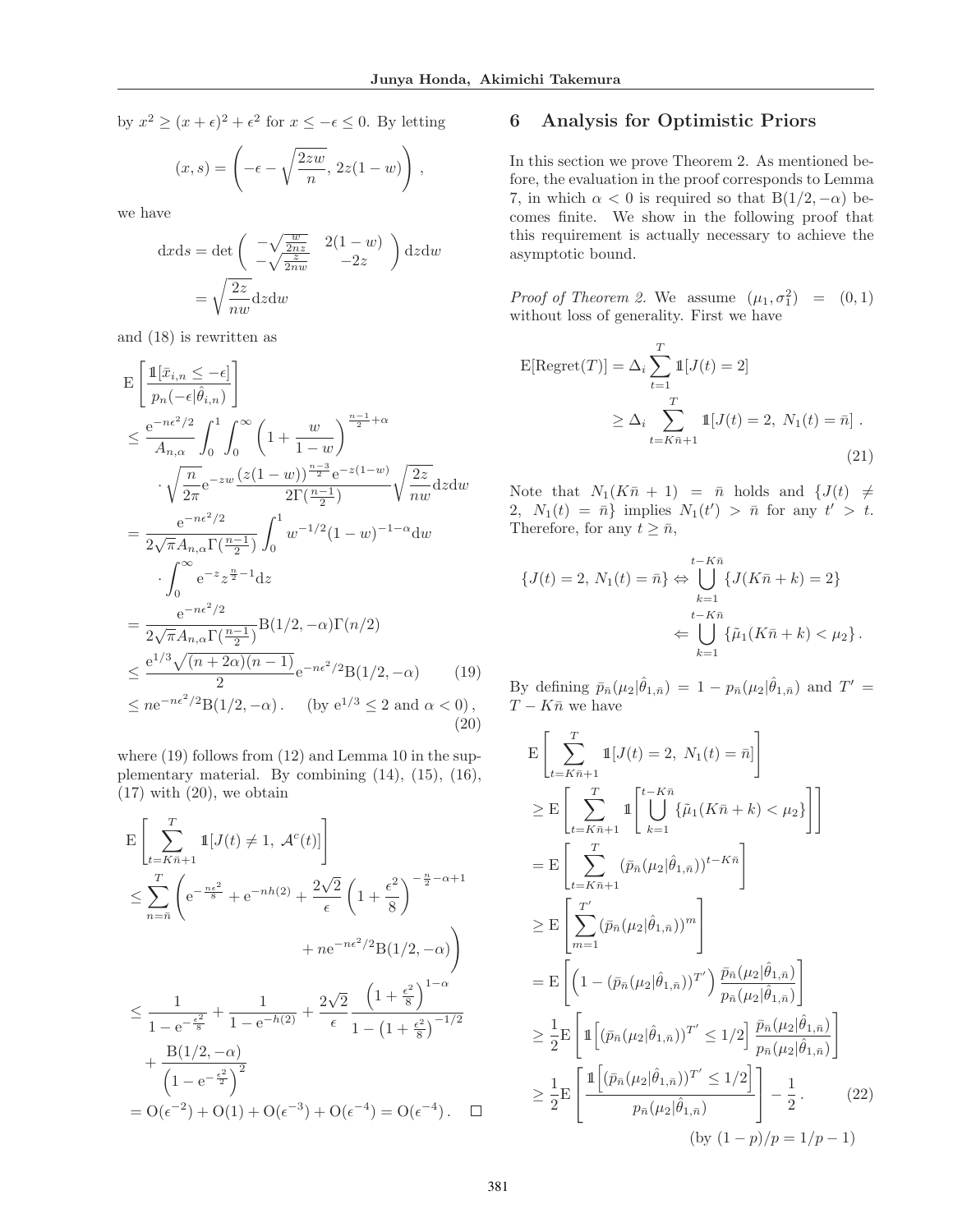by $x^2 \geq (x+\epsilon)^2 + \epsilon^2$ for $x \leq -\epsilon \leq 0$. By letting

$$(x, s) = \left( -\epsilon - \sqrt{\frac{2zw}{n}},\ 2z(1-w) \right),$$

we have

$$\begin{aligned}
\mathrm{d}x\mathrm{d}s &= \det \begin{pmatrix} -\sqrt{\frac{w}{2nz}} & 2(1-w) \\ -\sqrt{\frac{z}{2nw}} & -2z \end{pmatrix} \mathrm{d}z\mathrm{d}w \\
&= \sqrt{\frac{2z}{nw}} \mathrm{d}z\mathrm{d}w
\end{aligned}$$

and (18) is rewritten as

$$\begin{aligned}
&\mathrm{E}\left[ \frac{\mathbb{1}[\bar{x}_{i,n} \leq -\epsilon]}{p_n(-\epsilon | \hat{\theta}_{i,n})} \right] \\
&\leq \frac{\mathrm{e}^{-n\epsilon^2/2}}{A_{n,\alpha}} \int_0^1 \int_0^\infty \left(1 + \frac{w}{1-w}\right)^{\frac{n-1}{2}+\alpha} \\
&\quad \cdot \sqrt{\frac{n}{2\pi}} \mathrm{e}^{-zw} \frac{(z(1-w))^{\frac{n-3}{2}} \mathrm{e}^{-z(1-w)}}{2\Gamma(\frac{n-1}{2})} \sqrt{\frac{2z}{nw}} \mathrm{d}z\mathrm{d}w \\
&= \frac{\mathrm{e}^{-n\epsilon^2/2}}{2\sqrt{\pi} A_{n,\alpha} \Gamma(\frac{n-1}{2})} \int_0^1 w^{-1/2}(1-w)^{-1-\alpha} \mathrm{d}w \\
&\quad \cdot \int_0^\infty \mathrm{e}^{-z} z^{\frac{n}{2}-1} \mathrm{d}z \\
&= \frac{\mathrm{e}^{-n\epsilon^2/2}}{2\sqrt{\pi} A_{n,\alpha} \Gamma(\frac{n-1}{2})} \mathrm{B}(1/2, -\alpha) \Gamma(n/2) \\
&\leq \frac{\mathrm{e}^{1/3} \sqrt{(n+2\alpha)(n-1)}}{2} \mathrm{e}^{-n\epsilon^2/2} \mathrm{B}(1/2, -\alpha) \qquad (19) \\
&\leq n\mathrm{e}^{-n\epsilon^2/2} \mathrm{B}(1/2, -\alpha). \quad (\text{by } \mathrm{e}^{1/3} \leq 2 \text{ and } \alpha < 0), \qquad (20)
\end{aligned}$$

where (19) follows from (12) and Lemma 10 in the supplementary material. By combining (14), (15), (16), (17) with (20), we obtain

$$\begin{aligned}
&\mathrm{E}\left[ \sum_{t=K\bar{n}+1}^{T} \mathbb{1}[J(t) \neq 1,\ \mathcal{A}^c(t)] \right] \\
&\leq \sum_{n=\bar{n}}^{T} \Bigg( \mathrm{e}^{-\frac{n\epsilon^2}{8}} + \mathrm{e}^{-nh(2)} + \frac{2\sqrt{2}}{\epsilon}\left(1 + \frac{\epsilon^2}{8}\right)^{-\frac{n}{2}-\alpha+1} \\
&\qquad + n\mathrm{e}^{-n\epsilon^2/2} \mathrm{B}(1/2, -\alpha) \Bigg) \\
&\leq \frac{1}{1-\mathrm{e}^{-\frac{\epsilon^2}{8}}} + \frac{1}{1-\mathrm{e}^{-h(2)}} + \frac{2\sqrt{2}}{\epsilon} \frac{\left(1+\frac{\epsilon^2}{8}\right)^{1-\alpha}}{1-\left(1+\frac{\epsilon^2}{8}\right)^{-1/2}} \\
&\quad + \frac{\mathrm{B}(1/2, -\alpha)}{\left(1-\mathrm{e}^{-\frac{\epsilon^2}{2}}\right)^2} \\
&= \mathrm{O}(\epsilon^{-2}) + \mathrm{O}(1) + \mathrm{O}(\epsilon^{-3}) + \mathrm{O}(\epsilon^{-4}) = \mathrm{O}(\epsilon^{-4}). \quad \square
\end{aligned}$$

## 6 Analysis for Optimistic Priors

In this section we prove Theorem 2. As mentioned before, the evaluation in the proof corresponds to Lemma 7, in which $\alpha < 0$ is required so that $\mathrm{B}(1/2, -\alpha)$ becomes finite. We show in the following proof that this requirement is actually necessary to achieve the asymptotic bound.

*Proof of Theorem 2.* We assume $(\mu_1, \sigma_1^2) = (0, 1)$ without loss of generality. First we have

$$\begin{aligned}
\mathrm{E}[\mathrm{Regret}(T)] &= \Delta_i \sum_{t=1}^{T} \mathbb{1}[J(t) = 2] \\
&\geq \Delta_i \sum_{t=K\bar{n}+1}^{T} \mathbb{1}[J(t) = 2,\ N_1(t) = \bar{n}]. \qquad (21)
\end{aligned}$$

Note that $N_1(K\bar{n}+1) = \bar{n}$ holds and $\{J(t) \neq 2,\ N_1(t) = \bar{n}\}$ implies $N_1(t') > \bar{n}$ for any $t' > t$. Therefore, for any $t \geq \bar{n}$,

$$\begin{aligned}
\{J(t) = 2,\ N_1(t) = \bar{n}\} &\Leftrightarrow \bigcup_{k=1}^{t-K\bar{n}} \{J(K\bar{n}+k) = 2\} \\
&\Leftarrow \bigcup_{k=1}^{t-K\bar{n}} \{\tilde{\mu}_1(K\bar{n}+k) < \mu_2\}.
\end{aligned}$$

By defining $\bar{p}_{\bar{n}}(\mu_2 | \hat{\theta}_{1,\bar{n}}) = 1 - p_{\bar{n}}(\mu_2 | \hat{\theta}_{1,\bar{n}})$ and $T' = T - K\bar{n}$ we have

$$\begin{aligned}
&\mathrm{E}\left[ \sum_{t=K\bar{n}+1}^{T} \mathbb{1}[J(t) = 2,\ N_1(t) = \bar{n}] \right] \\
&\geq \mathrm{E}\left[ \sum_{t=K\bar{n}+1}^{T} \mathbb{1}\left[ \bigcup_{k=1}^{t-K\bar{n}} \{\tilde{\mu}_1(K\bar{n}+k) < \mu_2\} \right] \right] \\
&= \mathrm{E}\left[ \sum_{t=K\bar{n}+1}^{T} (\bar{p}_{\bar{n}}(\mu_2 | \hat{\theta}_{1,\bar{n}}))^{t-K\bar{n}} \right] \\
&\geq \mathrm{E}\left[ \sum_{m=1}^{T'} (\bar{p}_{\bar{n}}(\mu_2 | \hat{\theta}_{1,\bar{n}}))^{m} \right] \\
&= \mathrm{E}\left[ \left(1 - (\bar{p}_{\bar{n}}(\mu_2 | \hat{\theta}_{1,\bar{n}}))^{T'}\right) \frac{\bar{p}_{\bar{n}}(\mu_2 | \hat{\theta}_{1,\bar{n}})}{p_{\bar{n}}(\mu_2 | \hat{\theta}_{1,\bar{n}})} \right] \\
&\geq \frac{1}{2} \mathrm{E}\left[ \mathbb{1}\left[ (\bar{p}_{\bar{n}}(\mu_2 | \hat{\theta}_{1,\bar{n}}))^{T'} \leq 1/2 \right] \frac{\bar{p}_{\bar{n}}(\mu_2 | \hat{\theta}_{1,\bar{n}})}{p_{\bar{n}}(\mu_2 | \hat{\theta}_{1,\bar{n}})} \right] \\
&\geq \frac{1}{2} \mathrm{E}\left[ \frac{\mathbb{1}\left[ (\bar{p}_{\bar{n}}(\mu_2 | \hat{\theta}_{1,\bar{n}}))^{T'} \leq 1/2 \right]}{p_{\bar{n}}(\mu_2 | \hat{\theta}_{1,\bar{n}})} \right] - \frac{1}{2}. \qquad (22) \\
&\qquad (\text{by } (1-p)/p = 1/p - 1)
\end{aligned}$$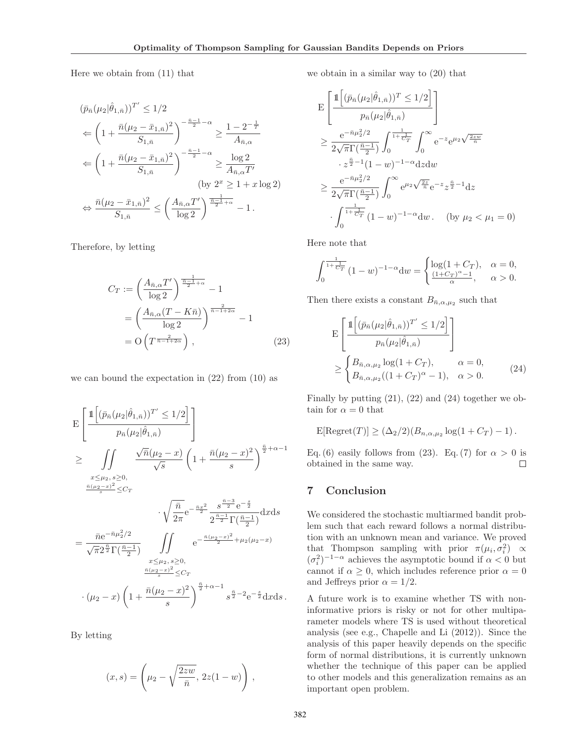Here we obtain from (11) that

$$
\begin{aligned}
&(\bar{p}_{\bar{n}}(\mu_2|\hat{\theta}_{1,\bar{n}}))^{T'} \le 1/2 \\
&\Leftarrow \left(1+\frac{\bar{n}(\mu_2-\bar{x}_{1,\bar{n}})^2}{S_{1,\bar{n}}}\right)^{-\frac{\bar{n}-1}{2}-\alpha} \ge \frac{1-2^{-\frac{1}{T}}}{A_{\bar{n},\alpha}} \\
&\Leftarrow \left(1+\frac{\bar{n}(\mu_2-\bar{x}_{1,\bar{n}})^2}{S_{1,\bar{n}}}\right)^{-\frac{\bar{n}-1}{2}-\alpha} \ge \frac{\log 2}{A_{\bar{n},\alpha}T'} \\
&\qquad\qquad\qquad\qquad\qquad\qquad (\text{by } 2^x \ge 1 + x\log 2) \\
&\Leftrightarrow \frac{\bar{n}(\mu_2-\bar{x}_{1,\bar{n}})^2}{S_{1,\bar{n}}} \le \left(\frac{A_{\bar{n},\alpha}T'}{\log 2}\right)^{\frac{1}{\frac{\bar{n}-1}{2}+\alpha}} - 1\,.
\end{aligned}
$$

Therefore, by letting

$$
\begin{aligned}
C_T &:= \left(\frac{A_{\bar{n},\alpha}T'}{\log 2}\right)^{\frac{1}{\frac{\bar{n}-1}{2}+\alpha}} - 1 \\
&= \left(\frac{A_{\bar{n},\alpha}(T-K\bar{n})}{\log 2}\right)^{\frac{2}{\bar{n}-1+2\alpha}} - 1 \\
&= \mathrm{O}\left(T^{\frac{2}{\bar{n}-1+2\alpha}}\right), \qquad (23)
\end{aligned}
$$

we can bound the expectation in (22) from (10) as

$$
\begin{aligned}
&\mathrm{E}\left[\frac{\mathbb{1}\left[(\bar{p}_{\bar{n}}(\mu_2|\hat{\theta}_{1,\bar{n}}))^{T'} \le 1/2\right]}{p_{\bar{n}}(\mu_2|\hat{\theta}_{1,\bar{n}})}\right] \\
&\ge \iint_{\substack{x\le\mu_2,\, s\ge 0,\\ \frac{\bar{n}(\mu_2-x)^2}{s}\le C_T}} \frac{\sqrt{\bar{n}}(\mu_2-x)}{\sqrt{s}}\left(1+\frac{\bar{n}(\mu_2-x)^2}{s}\right)^{\frac{\bar{n}}{2}+\alpha-1} \\
&\qquad\qquad \cdot \sqrt{\frac{\bar{n}}{2\pi}}\mathrm{e}^{-\frac{\bar{n}x^2}{2}}\frac{s^{\frac{\bar{n}-3}{2}}\mathrm{e}^{-\frac{s}{2}}}{2^{\frac{\bar{n}-1}{2}}\Gamma(\frac{\bar{n}-1}{2})}\mathrm{d}x\mathrm{d}s \\
&= \frac{\bar{n}\mathrm{e}^{-\bar{n}\mu_2^2/2}}{\sqrt{\pi}2^{\frac{\bar{n}}{2}}\Gamma(\frac{\bar{n}-1}{2})}\iint_{\substack{x\le\mu_2,\, s\ge 0,\\ \frac{\bar{n}(\mu_2-x)^2}{s}\le C_T}} \mathrm{e}^{-\frac{\bar{n}(\mu_2-x)^2}{2}+\mu_2(\mu_2-x)} \\
&\qquad \cdot (\mu_2-x)\left(1+\frac{\bar{n}(\mu_2-x)^2}{s}\right)^{\frac{\bar{n}}{2}+\alpha-1} s^{\frac{\bar{n}}{2}-2}\mathrm{e}^{-\frac{s}{2}}\mathrm{d}x\mathrm{d}s\,.
\end{aligned}
$$

By letting

$$
(x,s) = \left(\mu_2 - \sqrt{\frac{2zw}{\bar{n}}},\, 2z(1-w)\right),
$$

we obtain in a similar way to (20) that

$$
\begin{aligned}
&\mathrm{E}\left[\frac{\mathbb{1}\left[(\bar{p}_{\bar{n}}(\mu_2|\hat{\theta}_{1,\bar{n}}))^{T} \le 1/2\right]}{p_{\bar{n}}(\mu_2|\hat{\theta}_{1,\bar{n}})}\right] \\
&\ge \frac{\mathrm{e}^{-\bar{n}\mu_2^2/2}}{2\sqrt{\pi}\Gamma(\frac{\bar{n}-1}{2})}\int_0^{\frac{1}{1+\frac{1}{C_T}}}\int_0^{\infty}\mathrm{e}^{-z}\mathrm{e}^{\mu_2\sqrt{\frac{2zw}{\bar{n}}}} \\
&\qquad \cdot z^{\frac{\bar{n}}{2}-1}(1-w)^{-1-\alpha}\mathrm{d}z\mathrm{d}w \\
&\ge \frac{\mathrm{e}^{-\bar{n}\mu_2^2/2}}{2\sqrt{\pi}\Gamma(\frac{\bar{n}-1}{2})}\int_0^{\infty}\mathrm{e}^{\mu_2\sqrt{\frac{2z}{\bar{n}}}}\mathrm{e}^{-z}z^{\frac{\bar{n}}{2}-1}\mathrm{d}z \\
&\qquad \cdot \int_0^{\frac{1}{1+\frac{1}{C_T}}}(1-w)^{-1-\alpha}\mathrm{d}w\,. \quad (\text{by } \mu_2 < \mu_1 = 0)
\end{aligned}
$$

Here note that

$$
\int_0^{\frac{1}{1+\frac{1}{C_T}}}(1-w)^{-1-\alpha}\mathrm{d}w = \begin{cases}\log(1+C_T), & \alpha = 0,\\ \frac{(1+C_T)^{\alpha}-1}{\alpha}, & \alpha > 0.\end{cases}
$$

Then there exists a constant $B_{\bar{n},\alpha,\mu_2}$ such that

$$
\begin{aligned}
&\mathrm{E}\left[\frac{\mathbb{1}\left[(\bar{p}_{\bar{n}}(\mu_2|\hat{\theta}_{1,\bar{n}}))^{T'} \le 1/2\right]}{p_{\bar{n}}(\mu_2|\hat{\theta}_{1,\bar{n}})}\right] \\
&\ge \begin{cases} B_{\bar{n},\alpha,\mu_2}\log(1+C_T), & \alpha = 0,\\ B_{\bar{n},\alpha,\mu_2}((1+C_T)^{\alpha}-1), & \alpha > 0.\end{cases} \qquad (24)
\end{aligned}
$$

Finally by putting (21), (22) and (24) together we obtain for $\alpha = 0$ that

$$
\mathrm{E}[\mathrm{Regret}(T)] \ge (\Delta_2/2)(B_{n,\alpha,\mu_2}\log(1+C_T)-1)\,.
$$

Eq. (6) easily follows from (23). Eq. (7) for $\alpha > 0$ is obtained in the same way. □

## 7 Conclusion

We considered the stochastic multiarmed bandit problem such that each reward follows a normal distribution with an unknown mean and variance. We proved that Thompson sampling with prior $\pi(\mu_i, \sigma_i^2) \propto (\sigma_i^2)^{-1-\alpha}$ achieves the asymptotic bound if $\alpha < 0$ but cannot if $\alpha \ge 0$, which includes reference prior $\alpha = 0$ and Jeffreys prior $\alpha = 1/2$.

A future work is to examine whether TS with noninformative priors is risky or not for other multiparameter models where TS is used without theoretical analysis (see e.g., Chapelle and Li (2012)). Since the analysis of this paper heavily depends on the specific form of normal distributions, it is currently unknown whether the technique of this paper can be applied to other models and this generalization remains as an important open problem.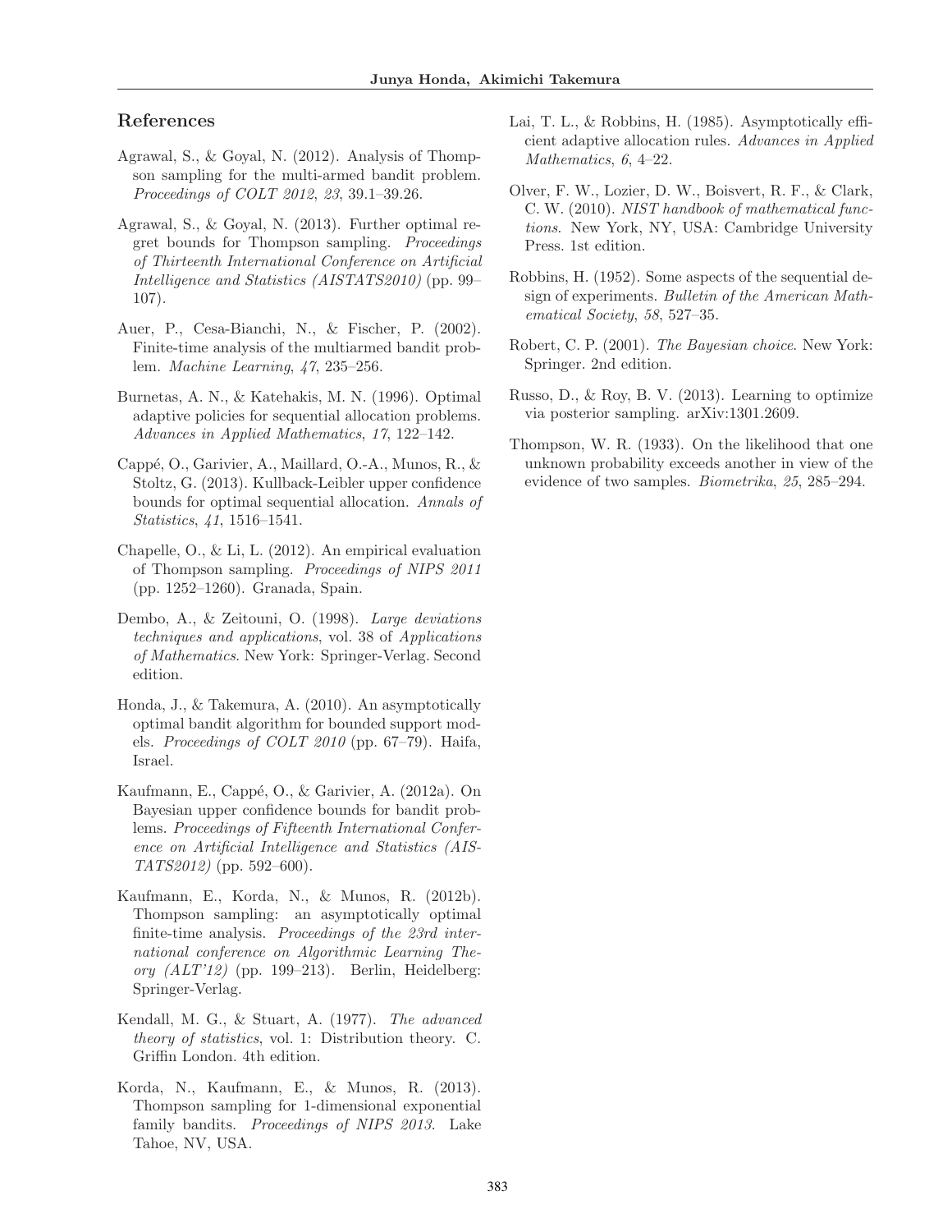## References

Agrawal, S., & Goyal, N. (2012). Analysis of Thompson sampling for the multi-armed bandit problem. *Proceedings of COLT 2012*, *23*, 39.1–39.26.

Agrawal, S., & Goyal, N. (2013). Further optimal regret bounds for Thompson sampling. *Proceedings of Thirteenth International Conference on Artificial Intelligence and Statistics (AISTATS2010)* (pp. 99–107).

Auer, P., Cesa-Bianchi, N., & Fischer, P. (2002). Finite-time analysis of the multiarmed bandit problem. *Machine Learning*, *47*, 235–256.

Burnetas, A. N., & Katehakis, M. N. (1996). Optimal adaptive policies for sequential allocation problems. *Advances in Applied Mathematics*, *17*, 122–142.

Cappé, O., Garivier, A., Maillard, O.-A., Munos, R., & Stoltz, G. (2013). Kullback-Leibler upper confidence bounds for optimal sequential allocation. *Annals of Statistics*, *41*, 1516–1541.

Chapelle, O., & Li, L. (2012). An empirical evaluation of Thompson sampling. *Proceedings of NIPS 2011* (pp. 1252–1260). Granada, Spain.

Dembo, A., & Zeitouni, O. (1998). *Large deviations techniques and applications*, vol. 38 of *Applications of Mathematics*. New York: Springer-Verlag. Second edition.

Honda, J., & Takemura, A. (2010). An asymptotically optimal bandit algorithm for bounded support models. *Proceedings of COLT 2010* (pp. 67–79). Haifa, Israel.

Kaufmann, E., Cappé, O., & Garivier, A. (2012a). On Bayesian upper confidence bounds for bandit problems. *Proceedings of Fifteenth International Conference on Artificial Intelligence and Statistics (AISTATS2012)* (pp. 592–600).

Kaufmann, E., Korda, N., & Munos, R. (2012b). Thompson sampling: an asymptotically optimal finite-time analysis. *Proceedings of the 23rd international conference on Algorithmic Learning Theory (ALT'12)* (pp. 199–213). Berlin, Heidelberg: Springer-Verlag.

Kendall, M. G., & Stuart, A. (1977). *The advanced theory of statistics*, vol. 1: Distribution theory. C. Griffin London. 4th edition.

Korda, N., Kaufmann, E., & Munos, R. (2013). Thompson sampling for 1-dimensional exponential family bandits. *Proceedings of NIPS 2013*. Lake Tahoe, NV, USA.

Lai, T. L., & Robbins, H. (1985). Asymptotically efficient adaptive allocation rules. *Advances in Applied Mathematics*, *6*, 4–22.

Olver, F. W., Lozier, D. W., Boisvert, R. F., & Clark, C. W. (2010). *NIST handbook of mathematical functions*. New York, NY, USA: Cambridge University Press. 1st edition.

Robbins, H. (1952). Some aspects of the sequential design of experiments. *Bulletin of the American Mathematical Society*, *58*, 527–35.

Robert, C. P. (2001). *The Bayesian choice*. New York: Springer. 2nd edition.

Russo, D., & Roy, B. V. (2013). Learning to optimize via posterior sampling. arXiv:1301.2609.

Thompson, W. R. (1933). On the likelihood that one unknown probability exceeds another in view of the evidence of two samples. *Biometrika*, *25*, 285–294.